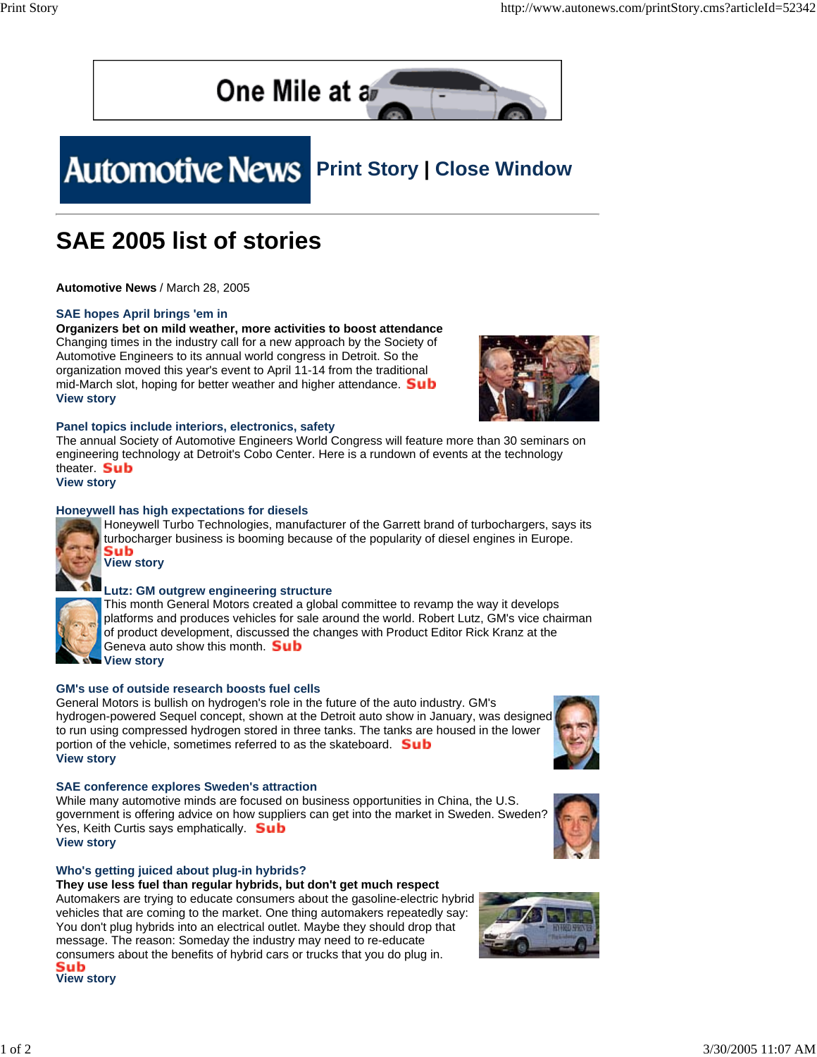One Mile at a

**Automotive News** Print Story | Close Window

# SAE 2005 list of stories

**Automotive News** / March 28, 2005

### SAE hopes April brings 'em in

**Organizers bet on mild weather, more activities to boost attendance**

Changing times in the industry call for a new approach by the Society of Automotive Engineers to its annual world congress in Detroit. So the organization moved this year's event to April 11-14 from the traditional mid-March slot, hoping for better weather and higher attendance. Sub

View story

### Panel topics include interiors, electronics, safety

The annual Society of Automotive Engineers World Congress will feature more than 30 seminars on engineering technology at Detroit's Cobo Center. Here is a rundown of events at the technology theater. Sub

View story

### Honeywell has high expectations for diesels

Honeywell Turbo Technologies, manufacturer of the Garrett brand of turbochargers, says its turbocharger business is booming because of the popularity of diesel engines in Europe. Sub

View story

### Lutz: GM outgrew engineering structure

This month General Motors created a global committee to revamp the way it develops platforms and produces vehicles for sale around the world. Robert Lutz, GM's vice chairman of product development, discussed the changes with Product Editor Rick Kranz at the Geneva auto show this month. Sub

View story

### GM's use of outside research boosts fuel cells

General Motors is bullish on hydrogen's role in the future of the auto industry. GM's hydrogen-powered Sequel concept, shown at the Detroit auto show in January, was designed to run using compressed hydrogen stored in three tanks. The tanks are housed in the lower portion of the vehicle, sometimes referred to as the skateboard. Sub

View story

### SAE conference explores Sweden's attraction

While many automotive minds are focused on business opportunities in China, the U.S. government is offering advice on how suppliers can get into the market in Sweden. Sweden? Yes, Keith Curtis says emphatically. Sub

View story

### Who's getting juiced about plug-in hybrids?

**They use less fuel than regular hybrids, but don't get much respect**

Automakers are trying to educate consumers about the gasoline-electric hybrid vehicles that are coming to the market. One thing automakers repeatedly say: You don't plug hybrids into an electrical outlet. Maybe they should drop that message. The reason: Someday the industry may need to re-educate consumers about the benefits of hybrid cars or trucks that you do plug in.

Sub

View story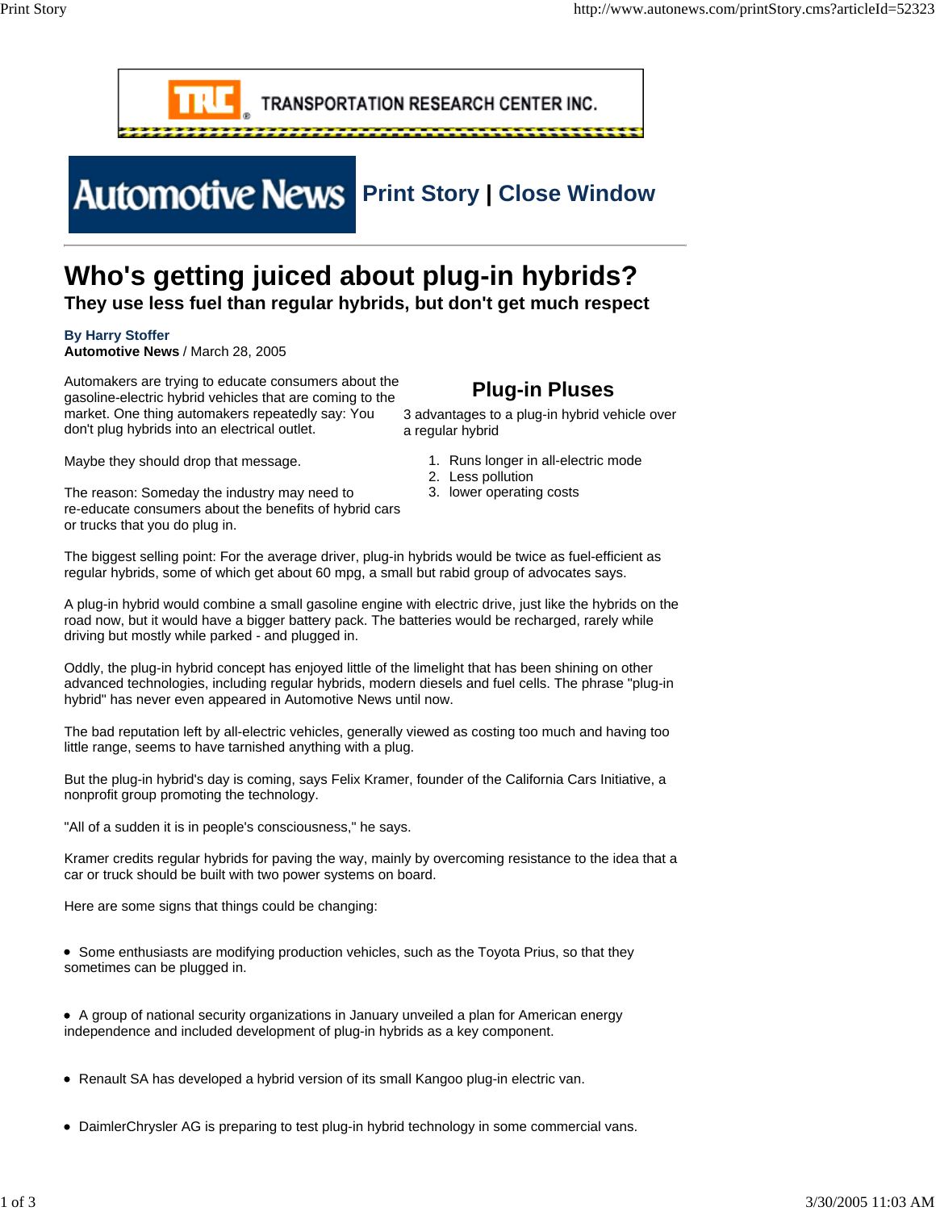# Who's getting juiced about plug-in hybrids?

## They use less fuel than regular hybrids, but don't get much respect

**By Harry Stoffer**
**Automotive News** / March 28, 2005

Automakers are trying to educate consumers about the gasoline-electric hybrid vehicles that are coming to the market. One thing automakers repeatedly say: You don't plug hybrids into an electrical outlet.

Maybe they should drop that message.

The reason: Someday the industry may need to re-educate consumers about the benefits of hybrid cars or trucks that you do plug in.

### Plug-in Pluses

3 advantages to a plug-in hybrid vehicle over a regular hybrid

1. Runs longer in all-electric mode
2. Less pollution
3. lower operating costs

The biggest selling point: For the average driver, plug-in hybrids would be twice as fuel-efficient as regular hybrids, some of which get about 60 mpg, a small but rabid group of advocates says.

A plug-in hybrid would combine a small gasoline engine with electric drive, just like the hybrids on the road now, but it would have a bigger battery pack. The batteries would be recharged, rarely while driving but mostly while parked - and plugged in.

Oddly, the plug-in hybrid concept has enjoyed little of the limelight that has been shining on other advanced technologies, including regular hybrids, modern diesels and fuel cells. The phrase "plug-in hybrid" has never even appeared in Automotive News until now.

The bad reputation left by all-electric vehicles, generally viewed as costing too much and having too little range, seems to have tarnished anything with a plug.

But the plug-in hybrid's day is coming, says Felix Kramer, founder of the California Cars Initiative, a nonprofit group promoting the technology.

"All of a sudden it is in people's consciousness," he says.

Kramer credits regular hybrids for paving the way, mainly by overcoming resistance to the idea that a car or truck should be built with two power systems on board.

Here are some signs that things could be changing:

- Some enthusiasts are modifying production vehicles, such as the Toyota Prius, so that they sometimes can be plugged in.
- A group of national security organizations in January unveiled a plan for American energy independence and included development of plug-in hybrids as a key component.
- Renault SA has developed a hybrid version of its small Kangoo plug-in electric van.
- DaimlerChrysler AG is preparing to test plug-in hybrid technology in some commercial vans.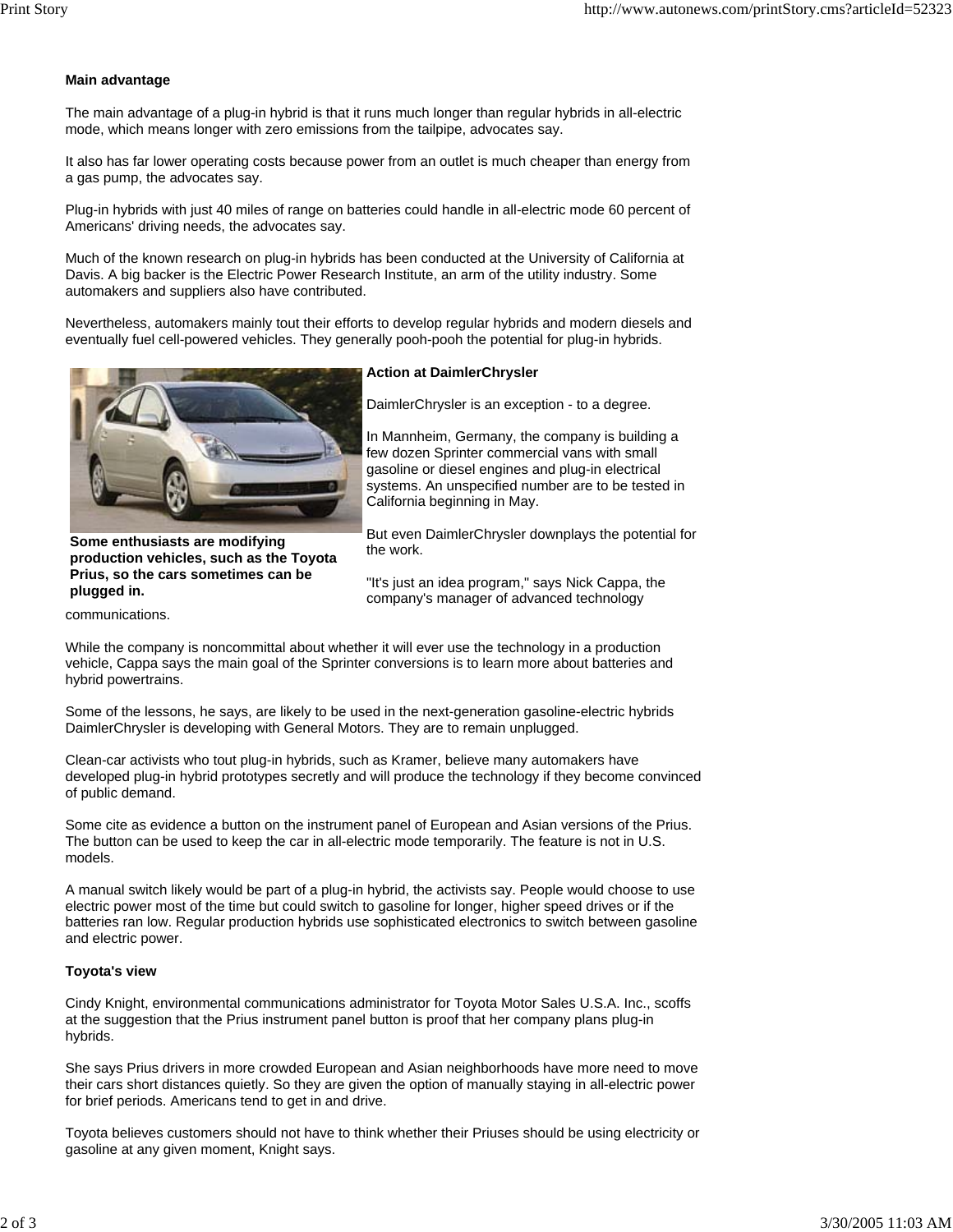**Main advantage**

The main advantage of a plug-in hybrid is that it runs much longer than regular hybrids in all-electric mode, which means longer with zero emissions from the tailpipe, advocates say.

It also has far lower operating costs because power from an outlet is much cheaper than energy from a gas pump, the advocates say.

Plug-in hybrids with just 40 miles of range on batteries could handle in all-electric mode 60 percent of Americans' driving needs, the advocates say.

Much of the known research on plug-in hybrids has been conducted at the University of California at Davis. A big backer is the Electric Power Research Institute, an arm of the utility industry. Some automakers and suppliers also have contributed.

Nevertheless, automakers mainly tout their efforts to develop regular hybrids and modern diesels and eventually fuel cell-powered vehicles. They generally pooh-pooh the potential for plug-in hybrids.

**Some enthusiasts are modifying production vehicles, such as the Toyota Prius, so the cars sometimes can be plugged in.**

**Action at DaimlerChrysler**

DaimlerChrysler is an exception - to a degree.

In Mannheim, Germany, the company is building a few dozen Sprinter commercial vans with small gasoline or diesel engines and plug-in electrical systems. An unspecified number are to be tested in California beginning in May.

But even DaimlerChrysler downplays the potential for the work.

"It's just an idea program," says Nick Cappa, the company's manager of advanced technology communications.

While the company is noncommittal about whether it will ever use the technology in a production vehicle, Cappa says the main goal of the Sprinter conversions is to learn more about batteries and hybrid powertrains.

Some of the lessons, he says, are likely to be used in the next-generation gasoline-electric hybrids DaimlerChrysler is developing with General Motors. They are to remain unplugged.

Clean-car activists who tout plug-in hybrids, such as Kramer, believe many automakers have developed plug-in hybrid prototypes secretly and will produce the technology if they become convinced of public demand.

Some cite as evidence a button on the instrument panel of European and Asian versions of the Prius. The button can be used to keep the car in all-electric mode temporarily. The feature is not in U.S. models.

A manual switch likely would be part of a plug-in hybrid, the activists say. People would choose to use electric power most of the time but could switch to gasoline for longer, higher speed drives or if the batteries ran low. Regular production hybrids use sophisticated electronics to switch between gasoline and electric power.

**Toyota's view**

Cindy Knight, environmental communications administrator for Toyota Motor Sales U.S.A. Inc., scoffs at the suggestion that the Prius instrument panel button is proof that her company plans plug-in hybrids.

She says Prius drivers in more crowded European and Asian neighborhoods have more need to move their cars short distances quietly. So they are given the option of manually staying in all-electric power for brief periods. Americans tend to get in and drive.

Toyota believes customers should not have to think whether their Priuses should be using electricity or gasoline at any given moment, Knight says.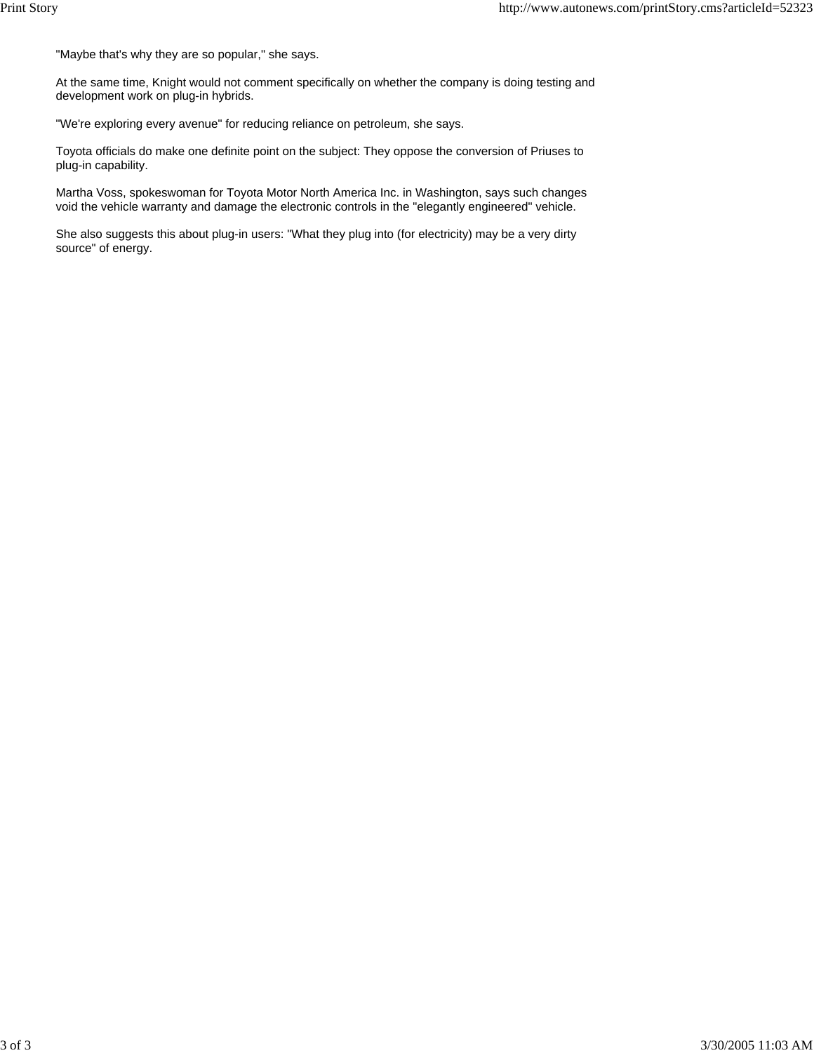"Maybe that's why they are so popular," she says.

At the same time, Knight would not comment specifically on whether the company is doing testing and development work on plug-in hybrids.

"We're exploring every avenue" for reducing reliance on petroleum, she says.

Toyota officials do make one definite point on the subject: They oppose the conversion of Priuses to plug-in capability.

Martha Voss, spokeswoman for Toyota Motor North America Inc. in Washington, says such changes void the vehicle warranty and damage the electronic controls in the "elegantly engineered" vehicle.

She also suggests this about plug-in users: "What they plug into (for electricity) may be a very dirty source" of energy.